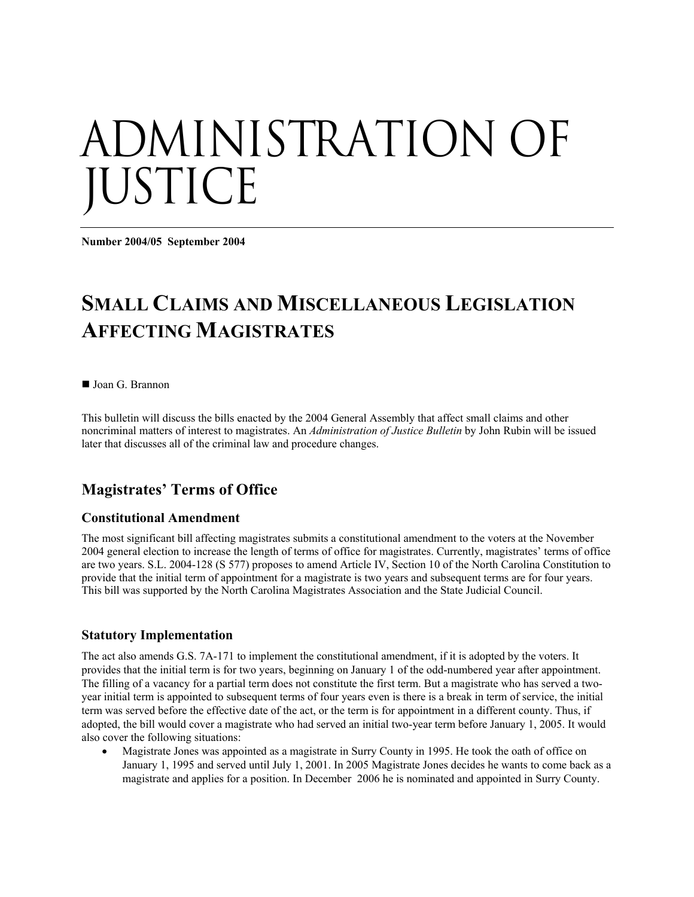# ADMINISTRATION OF JUSTICE

**Number 2004/05 September 2004**

## SMALL CLAIMS AND MISCELLANEOUS LEGISLATION AFFECTING MAGISTRATES

■ Joan G. Brannon

This bulletin will discuss the bills enacted by the 2004 General Assembly that affect small claims and other noncriminal matters of interest to magistrates. An *Administration of Justice Bulletin* by John Rubin will be issued later that discusses all of the criminal law and procedure changes.

## Magistrates' Terms of Office

### Constitutional Amendment

The most significant bill affecting magistrates submits a constitutional amendment to the voters at the November 2004 general election to increase the length of terms of office for magistrates. Currently, magistrates' terms of office are two years. S.L. 2004-128 (S 577) proposes to amend Article IV, Section 10 of the North Carolina Constitution to provide that the initial term of appointment for a magistrate is two years and subsequent terms are for four years. This bill was supported by the North Carolina Magistrates Association and the State Judicial Council.

### Statutory Implementation

The act also amends G.S. 7A-171 to implement the constitutional amendment, if it is adopted by the voters. It provides that the initial term is for two years, beginning on January 1 of the odd-numbered year after appointment. The filling of a vacancy for a partial term does not constitute the first term. But a magistrate who has served a two-year initial term is appointed to subsequent terms of four years even is there is a break in term of service, the initial term was served before the effective date of the act, or the term is for appointment in a different county. Thus, if adopted, the bill will cover a magistrate who had served an initial two-year term before January 1, 2005. It would also cover the following situations:

- Magistrate Jones was appointed as a magistrate in Surry County in 1995. He took the oath of office on January 1, 1995 and served until July 1, 2001. In 2005 Magistrate Jones decides he wants to come back as a magistrate and applies for a position. In December 2006 he is nominated and appointed in Surry County.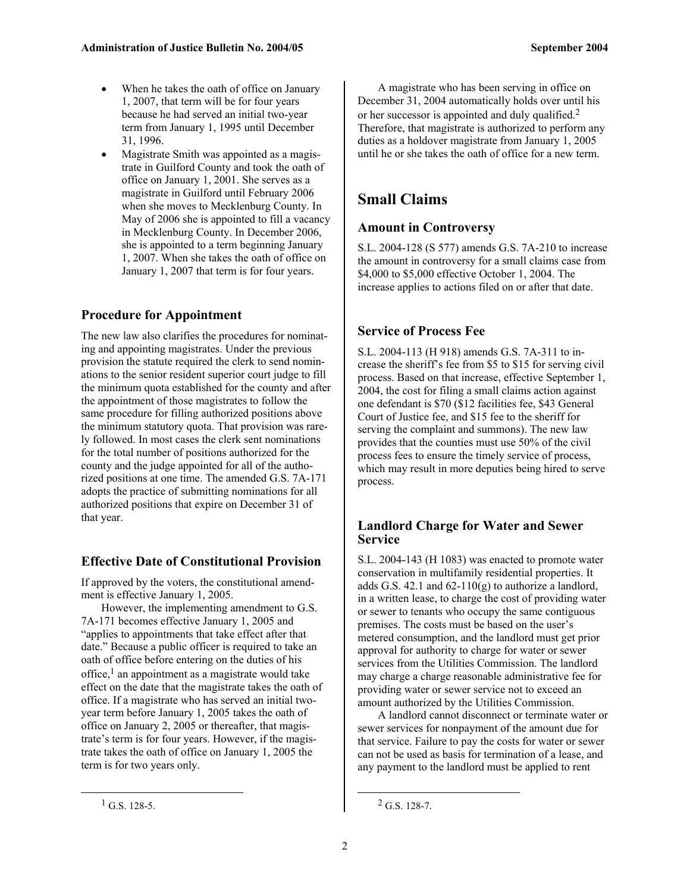- When he takes the oath of office on January 1, 2007, that term will be for four years because he had served an initial two-year term from January 1, 1995 until December 31, 1996.
- Magistrate Smith was appointed as a magistrate in Guilford County and took the oath of office on January 1, 2001. She serves as a magistrate in Guilford until February 2006 when she moves to Mecklenburg County. In May of 2006 she is appointed to fill a vacancy in Mecklenburg County. In December 2006, she is appointed to a term beginning January 1, 2007. When she takes the oath of office on January 1, 2007 that term is for four years.

### Procedure for Appointment

The new law also clarifies the procedures for nominating and appointing magistrates. Under the previous provision the statute required the clerk to send nominations to the senior resident superior court judge to fill the minimum quota established for the county and after the appointment of those magistrates to follow the same procedure for filling authorized positions above the minimum statutory quota. That provision was rarely followed. In most cases the clerk sent nominations for the total number of positions authorized for the county and the judge appointed for all of the authorized positions at one time. The amended G.S. 7A-171 adopts the practice of submitting nominations for all authorized positions that expire on December 31 of that year.

### Effective Date of Constitutional Provision

If approved by the voters, the constitutional amendment is effective January 1, 2005.

However, the implementing amendment to G.S. 7A-171 becomes effective January 1, 2005 and "applies to appointments that take effect after that date." Because a public officer is required to take an oath of office before entering on the duties of his office,[1] an appointment as a magistrate would take effect on the date that the magistrate takes the oath of office. If a magistrate who has served an initial two-year term before January 1, 2005 takes the oath of office on January 2, 2005 or thereafter, that magistrate's term is for four years. However, if the magistrate takes the oath of office on January 1, 2005 the term is for two years only.

A magistrate who has been serving in office on December 31, 2004 automatically holds over until his or her successor is appointed and duly qualified.[2] Therefore, that magistrate is authorized to perform any duties as a holdover magistrate from January 1, 2005 until he or she takes the oath of office for a new term.

## Small Claims

### Amount in Controversy

S.L. 2004-128 (S 577) amends G.S. 7A-210 to increase the amount in controversy for a small claims case from $4,000 to $5,000 effective October 1, 2004. The increase applies to actions filed on or after that date.

### Service of Process Fee

S.L. 2004-113 (H 918) amends G.S. 7A-311 to increase the sheriff's fee from $5 to $15 for serving civil process. Based on that increase, effective September 1, 2004, the cost for filing a small claims action against one defendant is $70 ($12 facilities fee, $43 General Court of Justice fee, and $15 fee to the sheriff for serving the complaint and summons). The new law provides that the counties must use 50% of the civil process fees to ensure the timely service of process, which may result in more deputies being hired to serve process.

### Landlord Charge for Water and Sewer Service

S.L. 2004-143 (H 1083) was enacted to promote water conservation in multifamily residential properties. It adds G.S. 42.1 and 62-110(g) to authorize a landlord, in a written lease, to charge the cost of providing water or sewer to tenants who occupy the same contiguous premises. The costs must be based on the user's metered consumption, and the landlord must get prior approval for authority to charge for water or sewer services from the Utilities Commission. The landlord may charge a charge reasonable administrative fee for providing water or sewer service not to exceed an amount authorized by the Utilities Commission.

A landlord cannot disconnect or terminate water or sewer services for nonpayment of the amount due for that service. Failure to pay the costs for water or sewer can not be used as basis for termination of a lease, and any payment to the landlord must be applied to rent

[1] G.S. 128-5.

[2] G.S. 128-7.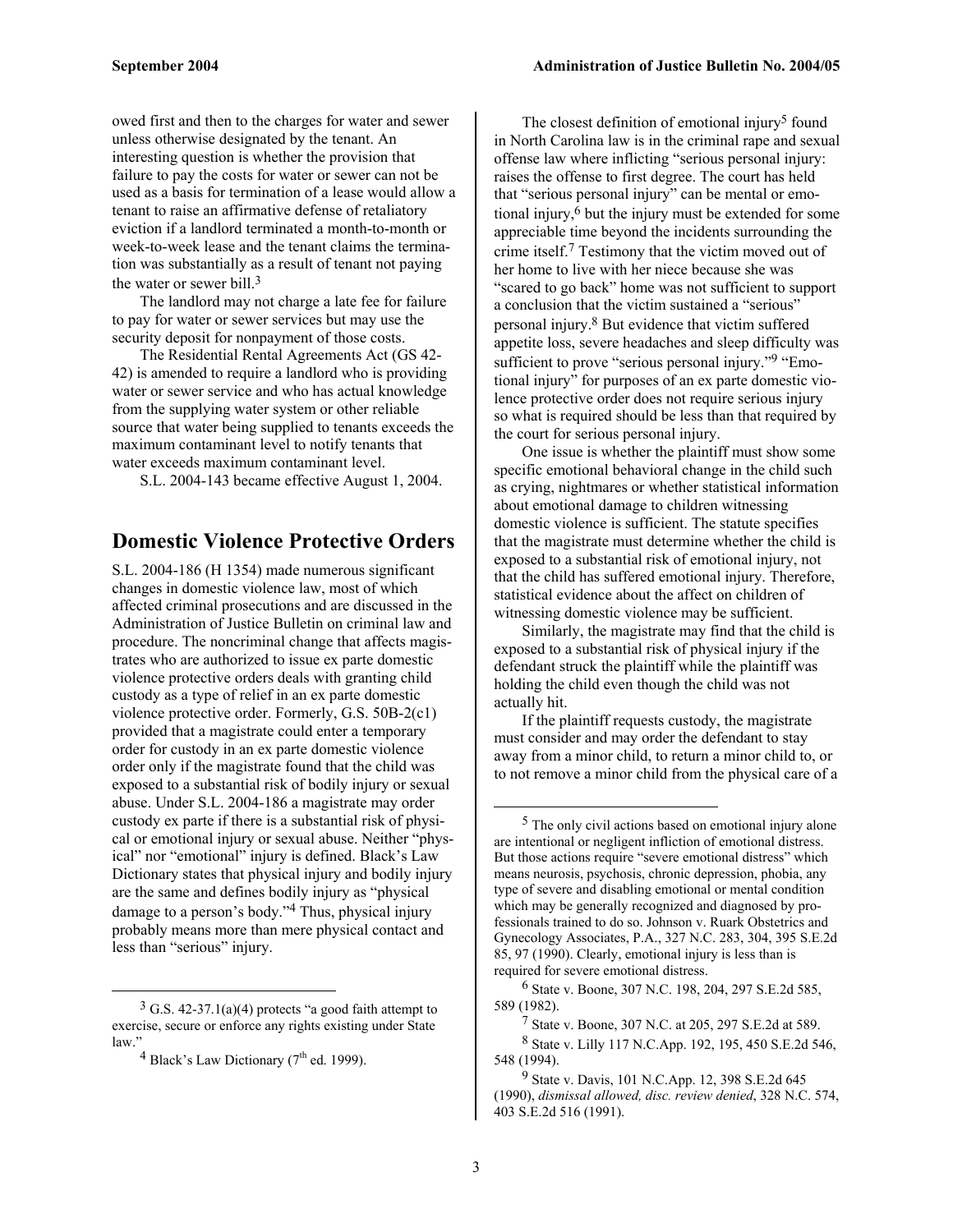owed first and then to the charges for water and sewer unless otherwise designated by the tenant. An interesting question is whether the provision that failure to pay the costs for water or sewer can not be used as a basis for termination of a lease would allow a tenant to raise an affirmative defense of retaliatory eviction if a landlord terminated a month-to-month or week-to-week lease and the tenant claims the termination was substantially as a result of tenant not paying the water or sewer bill.[3]

The landlord may not charge a late fee for failure to pay for water or sewer services but may use the security deposit for nonpayment of those costs.

The Residential Rental Agreements Act (GS 42-42) is amended to require a landlord who is providing water or sewer service and who has actual knowledge from the supplying water system or other reliable source that water being supplied to tenants exceeds the maximum contaminant level to notify tenants that water exceeds maximum contaminant level.

S.L. 2004-143 became effective August 1, 2004.

## Domestic Violence Protective Orders

S.L. 2004-186 (H 1354) made numerous significant changes in domestic violence law, most of which affected criminal prosecutions and are discussed in the Administration of Justice Bulletin on criminal law and procedure. The noncriminal change that affects magistrates who are authorized to issue ex parte domestic violence protective orders deals with granting child custody as a type of relief in an ex parte domestic violence protective order. Formerly, G.S. 50B-2(c1) provided that a magistrate could enter a temporary order for custody in an ex parte domestic violence order only if the magistrate found that the child was exposed to a substantial risk of bodily injury or sexual abuse. Under S.L. 2004-186 a magistrate may order custody ex parte if there is a substantial risk of physical or emotional injury or sexual abuse. Neither "physical" nor "emotional" injury is defined. Black's Law Dictionary states that physical injury and bodily injury are the same and defines bodily injury as "physical damage to a person's body."[4] Thus, physical injury probably means more than mere physical contact and less than "serious" injury.

The closest definition of emotional injury[5] found in North Carolina law is in the criminal rape and sexual offense law where inflicting "serious personal injury: raises the offense to first degree. The court has held that "serious personal injury" can be mental or emotional injury,[6] but the injury must be extended for some appreciable time beyond the incidents surrounding the crime itself.[7] Testimony that the victim moved out of her home to live with her niece because she was "scared to go back" home was not sufficient to support a conclusion that the victim sustained a "serious" personal injury.[8] But evidence that victim suffered appetite loss, severe headaches and sleep difficulty was sufficient to prove "serious personal injury."[9] "Emotional injury" for purposes of an ex parte domestic violence protective order does not require serious injury so what is required should be less than that required by the court for serious personal injury.

One issue is whether the plaintiff must show some specific emotional behavioral change in the child such as crying, nightmares or whether statistical information about emotional damage to children witnessing domestic violence is sufficient. The statute specifies that the magistrate must determine whether the child is exposed to a substantial risk of emotional injury, not that the child has suffered emotional injury. Therefore, statistical evidence about the affect on children of witnessing domestic violence may be sufficient.

Similarly, the magistrate may find that the child is exposed to a substantial risk of physical injury if the defendant struck the plaintiff while the plaintiff was holding the child even though the child was not actually hit.

If the plaintiff requests custody, the magistrate must consider and may order the defendant to stay away from a minor child, to return a minor child to, or to not remove a minor child from the physical care of a

---

[3] G.S. 42-37.1(a)(4) protects "a good faith attempt to exercise, secure or enforce any rights existing under State law."

[4] Black's Law Dictionary (7th ed. 1999).

[5] The only civil actions based on emotional injury alone are intentional or negligent infliction of emotional distress. But those actions require "severe emotional distress" which means neurosis, psychosis, chronic depression, phobia, any type of severe and disabling emotional or mental condition which may be generally recognized and diagnosed by professionals trained to do so. Johnson v. Ruark Obstetrics and Gynecology Associates, P.A., 327 N.C. 283, 304, 395 S.E.2d 85, 97 (1990). Clearly, emotional injury is less than is required for severe emotional distress.

[6] State v. Boone, 307 N.C. 198, 204, 297 S.E.2d 585, 589 (1982).

[7] State v. Boone, 307 N.C. at 205, 297 S.E.2d at 589.

[8] State v. Lilly 117 N.C.App. 192, 195, 450 S.E.2d 546, 548 (1994).

[9] State v. Davis, 101 N.C.App. 12, 398 S.E.2d 645 (1990), *dismissal allowed, disc. review denied*, 328 N.C. 574, 403 S.E.2d 516 (1991).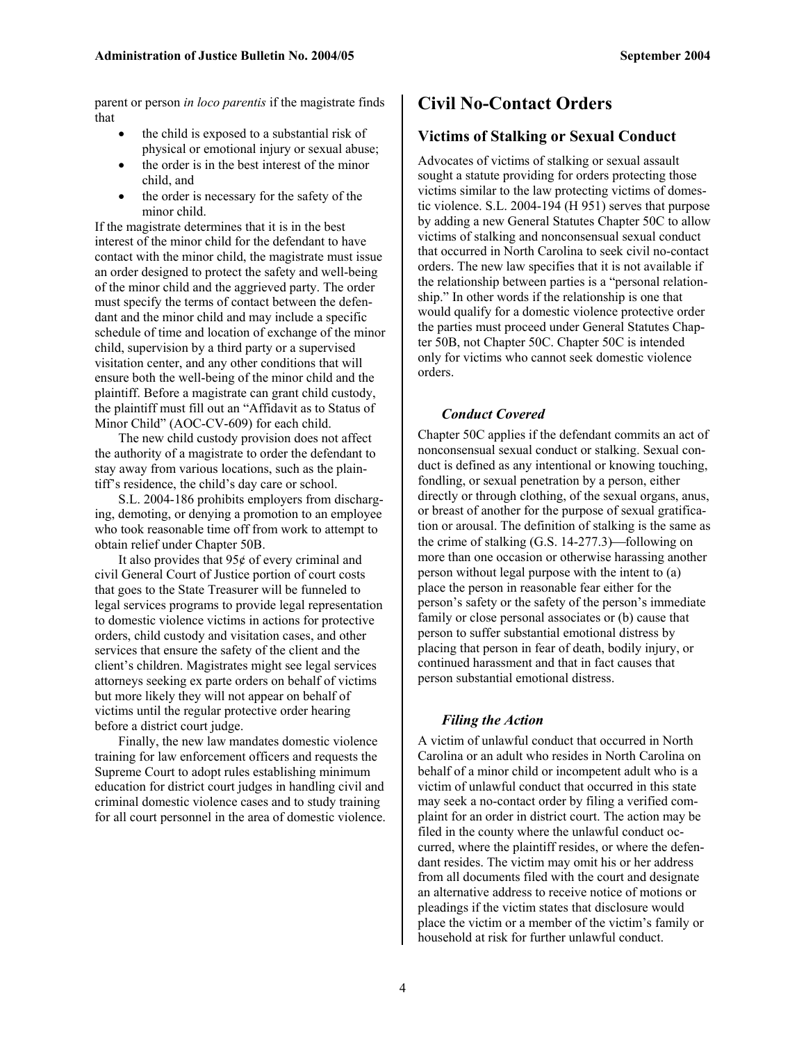parent or person *in loco parentis* if the magistrate finds that

- the child is exposed to a substantial risk of physical or emotional injury or sexual abuse;
- the order is in the best interest of the minor child, and
- the order is necessary for the safety of the minor child.

If the magistrate determines that it is in the best interest of the minor child for the defendant to have contact with the minor child, the magistrate must issue an order designed to protect the safety and well-being of the minor child and the aggrieved party. The order must specify the terms of contact between the defendant and the minor child and may include a specific schedule of time and location of exchange of the minor child, supervision by a third party or a supervised visitation center, and any other conditions that will ensure both the well-being of the minor child and the plaintiff. Before a magistrate can grant child custody, the plaintiff must fill out an "Affidavit as to Status of Minor Child" (AOC-CV-609) for each child.

The new child custody provision does not affect the authority of a magistrate to order the defendant to stay away from various locations, such as the plaintiff's residence, the child's day care or school.

S.L. 2004-186 prohibits employers from discharging, demoting, or denying a promotion to an employee who took reasonable time off from work to attempt to obtain relief under Chapter 50B.

It also provides that 95¢ of every criminal and civil General Court of Justice portion of court costs that goes to the State Treasurer will be funneled to legal services programs to provide legal representation to domestic violence victims in actions for protective orders, child custody and visitation cases, and other services that ensure the safety of the client and the client's children. Magistrates might see legal services attorneys seeking ex parte orders on behalf of victims but more likely they will not appear on behalf of victims until the regular protective order hearing before a district court judge.

Finally, the new law mandates domestic violence training for law enforcement officers and requests the Supreme Court to adopt rules establishing minimum education for district court judges in handling civil and criminal domestic violence cases and to study training for all court personnel in the area of domestic violence.

# Civil No-Contact Orders

## Victims of Stalking or Sexual Conduct

Advocates of victims of stalking or sexual assault sought a statute providing for orders protecting those victims similar to the law protecting victims of domestic violence. S.L. 2004-194 (H 951) serves that purpose by adding a new General Statutes Chapter 50C to allow victims of stalking and nonconsensual sexual conduct that occurred in North Carolina to seek civil no-contact orders. The new law specifies that it is not available if the relationship between parties is a "personal relationship." In other words if the relationship is one that would qualify for a domestic violence protective order the parties must proceed under General Statutes Chapter 50B, not Chapter 50C. Chapter 50C is intended only for victims who cannot seek domestic violence orders.

### *Conduct Covered*

Chapter 50C applies if the defendant commits an act of nonconsensual sexual conduct or stalking. Sexual conduct is defined as any intentional or knowing touching, fondling, or sexual penetration by a person, either directly or through clothing, of the sexual organs, anus, or breast of another for the purpose of sexual gratification or arousal. The definition of stalking is the same as the crime of stalking (G.S. 14-277.3)—following on more than one occasion or otherwise harassing another person without legal purpose with the intent to (a) place the person in reasonable fear either for the person's safety or the safety of the person's immediate family or close personal associates or (b) cause that person to suffer substantial emotional distress by placing that person in fear of death, bodily injury, or continued harassment and that in fact causes that person substantial emotional distress.

### *Filing the Action*

A victim of unlawful conduct that occurred in North Carolina or an adult who resides in North Carolina on behalf of a minor child or incompetent adult who is a victim of unlawful conduct that occurred in this state may seek a no-contact order by filing a verified complaint for an order in district court. The action may be filed in the county where the unlawful conduct occurred, where the plaintiff resides, or where the defendant resides. The victim may omit his or her address from all documents filed with the court and designate an alternative address to receive notice of motions or pleadings if the victim states that disclosure would place the victim or a member of the victim's family or household at risk for further unlawful conduct.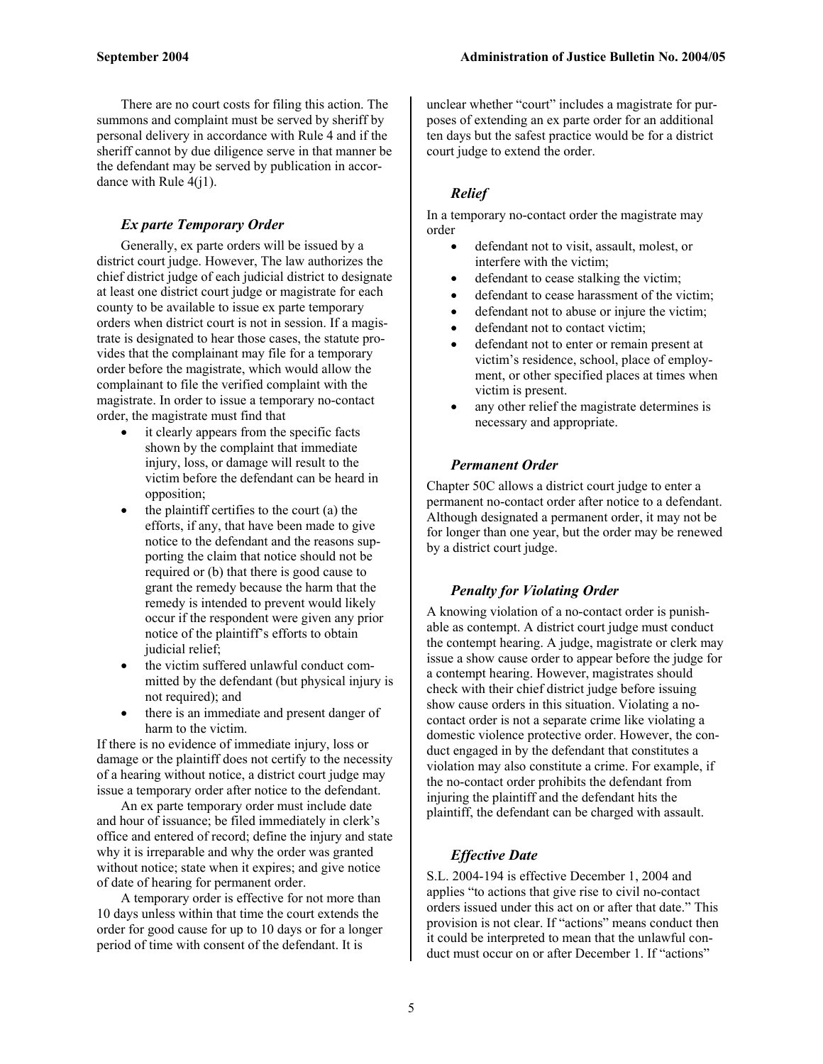There are no court costs for filing this action. The summons and complaint must be served by sheriff by personal delivery in accordance with Rule 4 and if the sheriff cannot by due diligence serve in that manner be the defendant may be served by publication in accordance with Rule 4(j1).

### *Ex parte Temporary Order*

Generally, ex parte orders will be issued by a district court judge. However, The law authorizes the chief district judge of each judicial district to designate at least one district court judge or magistrate for each county to be available to issue ex parte temporary orders when district court is not in session. If a magistrate is designated to hear those cases, the statute provides that the complainant may file for a temporary order before the magistrate, which would allow the complainant to file the verified complaint with the magistrate. In order to issue a temporary no-contact order, the magistrate must find that

- it clearly appears from the specific facts shown by the complaint that immediate injury, loss, or damage will result to the victim before the defendant can be heard in opposition;
- the plaintiff certifies to the court (a) the efforts, if any, that have been made to give notice to the defendant and the reasons supporting the claim that notice should not be required or (b) that there is good cause to grant the remedy because the harm that the remedy is intended to prevent would likely occur if the respondent were given any prior notice of the plaintiff's efforts to obtain judicial relief;
- the victim suffered unlawful conduct committed by the defendant (but physical injury is not required); and
- there is an immediate and present danger of harm to the victim.

If there is no evidence of immediate injury, loss or damage or the plaintiff does not certify to the necessity of a hearing without notice, a district court judge may issue a temporary order after notice to the defendant.

An ex parte temporary order must include date and hour of issuance; be filed immediately in clerk's office and entered of record; define the injury and state why it is irreparable and why the order was granted without notice; state when it expires; and give notice of date of hearing for permanent order.

A temporary order is effective for not more than 10 days unless within that time the court extends the order for good cause for up to 10 days or for a longer period of time with consent of the defendant. It is unclear whether "court" includes a magistrate for purposes of extending an ex parte order for an additional ten days but the safest practice would be for a district court judge to extend the order.

### *Relief*

In a temporary no-contact order the magistrate may order

- defendant not to visit, assault, molest, or interfere with the victim;
- defendant to cease stalking the victim;
- defendant to cease harassment of the victim;
- defendant not to abuse or injure the victim;
- defendant not to contact victim;
- defendant not to enter or remain present at victim's residence, school, place of employment, or other specified places at times when victim is present.
- any other relief the magistrate determines is necessary and appropriate.

### *Permanent Order*

Chapter 50C allows a district court judge to enter a permanent no-contact order after notice to a defendant. Although designated a permanent order, it may not be for longer than one year, but the order may be renewed by a district court judge.

### *Penalty for Violating Order*

A knowing violation of a no-contact order is punishable as contempt. A district court judge must conduct the contempt hearing. A judge, magistrate or clerk may issue a show cause order to appear before the judge for a contempt hearing. However, magistrates should check with their chief district judge before issuing show cause orders in this situation. Violating a no-contact order is not a separate crime like violating a domestic violence protective order. However, the conduct engaged in by the defendant that constitutes a violation may also constitute a crime. For example, if the no-contact order prohibits the defendant from injuring the plaintiff and the defendant hits the plaintiff, the defendant can be charged with assault.

### *Effective Date*

S.L. 2004-194 is effective December 1, 2004 and applies "to actions that give rise to civil no-contact orders issued under this act on or after that date." This provision is not clear. If "actions" means conduct then it could be interpreted to mean that the unlawful conduct must occur on or after December 1. If "actions"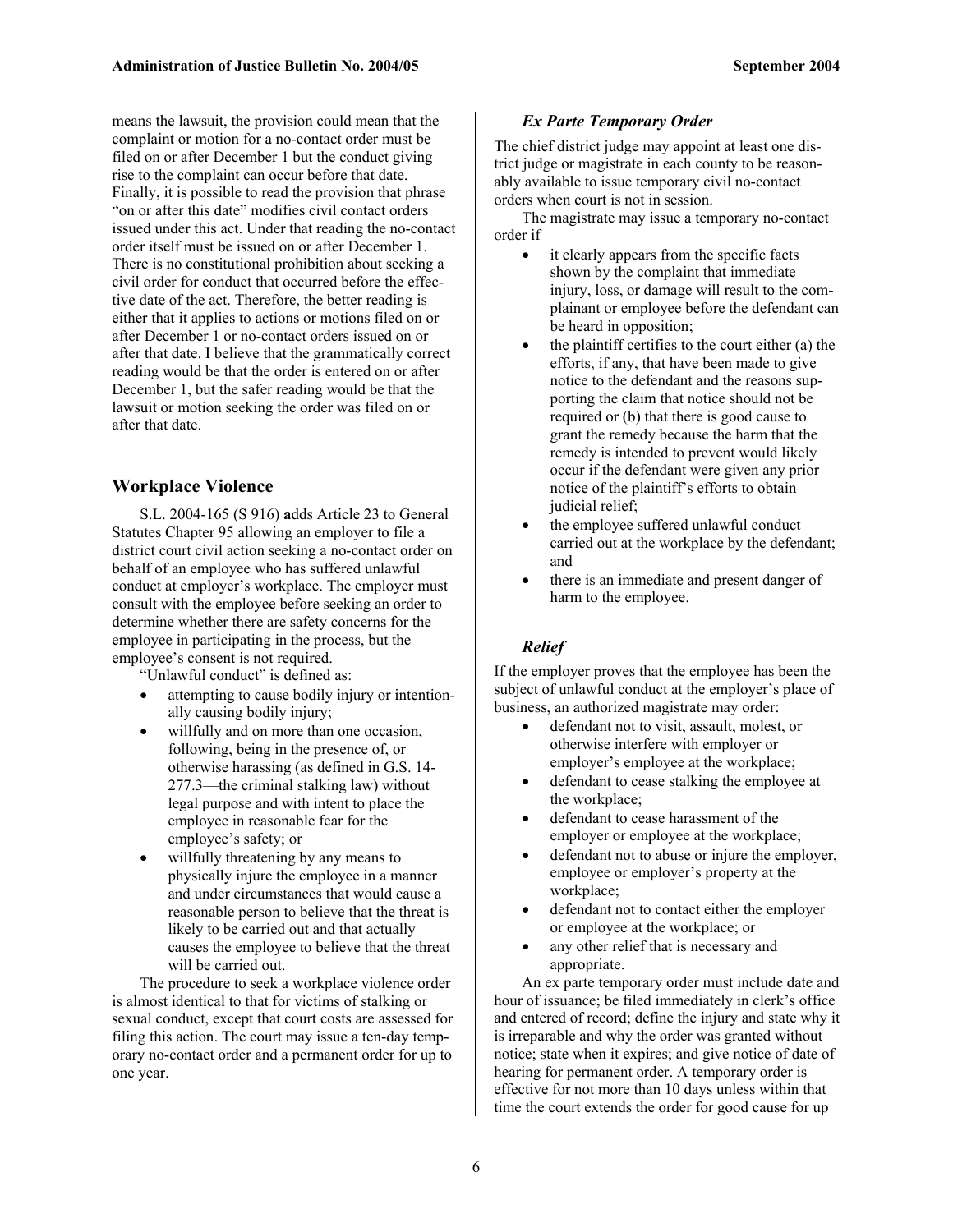means the lawsuit, the provision could mean that the complaint or motion for a no-contact order must be filed on or after December 1 but the conduct giving rise to the complaint can occur before that date. Finally, it is possible to read the provision that phrase "on or after this date" modifies civil contact orders issued under this act. Under that reading the no-contact order itself must be issued on or after December 1. There is no constitutional prohibition about seeking a civil order for conduct that occurred before the effective date of the act. Therefore, the better reading is either that it applies to actions or motions filed on or after December 1 or no-contact orders issued on or after that date. I believe that the grammatically correct reading would be that the order is entered on or after December 1, but the safer reading would be that the lawsuit or motion seeking the order was filed on or after that date.

## Workplace Violence

S.L. 2004-165 (S 916) **a**dds Article 23 to General Statutes Chapter 95 allowing an employer to file a district court civil action seeking a no-contact order on behalf of an employee who has suffered unlawful conduct at employer's workplace. The employer must consult with the employee before seeking an order to determine whether there are safety concerns for the employee in participating in the process, but the employee's consent is not required.

"Unlawful conduct" is defined as:

- attempting to cause bodily injury or intentionally causing bodily injury;
- willfully and on more than one occasion, following, being in the presence of, or otherwise harassing (as defined in G.S. 14-277.3—the criminal stalking law) without legal purpose and with intent to place the employee in reasonable fear for the employee's safety; or
- willfully threatening by any means to physically injure the employee in a manner and under circumstances that would cause a reasonable person to believe that the threat is likely to be carried out and that actually causes the employee to believe that the threat will be carried out.

The procedure to seek a workplace violence order is almost identical to that for victims of stalking or sexual conduct, except that court costs are assessed for filing this action. The court may issue a ten-day temporary no-contact order and a permanent order for up to one year.

### *Ex Parte Temporary Order*

The chief district judge may appoint at least one district judge or magistrate in each county to be reasonably available to issue temporary civil no-contact orders when court is not in session.

The magistrate may issue a temporary no-contact order if

- it clearly appears from the specific facts shown by the complaint that immediate injury, loss, or damage will result to the complainant or employee before the defendant can be heard in opposition;
- the plaintiff certifies to the court either (a) the efforts, if any, that have been made to give notice to the defendant and the reasons supporting the claim that notice should not be required or (b) that there is good cause to grant the remedy because the harm that the remedy is intended to prevent would likely occur if the defendant were given any prior notice of the plaintiff's efforts to obtain judicial relief;
- the employee suffered unlawful conduct carried out at the workplace by the defendant; and
- there is an immediate and present danger of harm to the employee.

### *Relief*

If the employer proves that the employee has been the subject of unlawful conduct at the employer's place of business, an authorized magistrate may order:

- defendant not to visit, assault, molest, or otherwise interfere with employer or employer's employee at the workplace;
- defendant to cease stalking the employee at the workplace;
- defendant to cease harassment of the employer or employee at the workplace;
- defendant not to abuse or injure the employer, employee or employer's property at the workplace;
- defendant not to contact either the employer or employee at the workplace; or
- any other relief that is necessary and appropriate.

An ex parte temporary order must include date and hour of issuance; be filed immediately in clerk's office and entered of record; define the injury and state why it is irreparable and why the order was granted without notice; state when it expires; and give notice of date of hearing for permanent order. A temporary order is effective for not more than 10 days unless within that time the court extends the order for good cause for up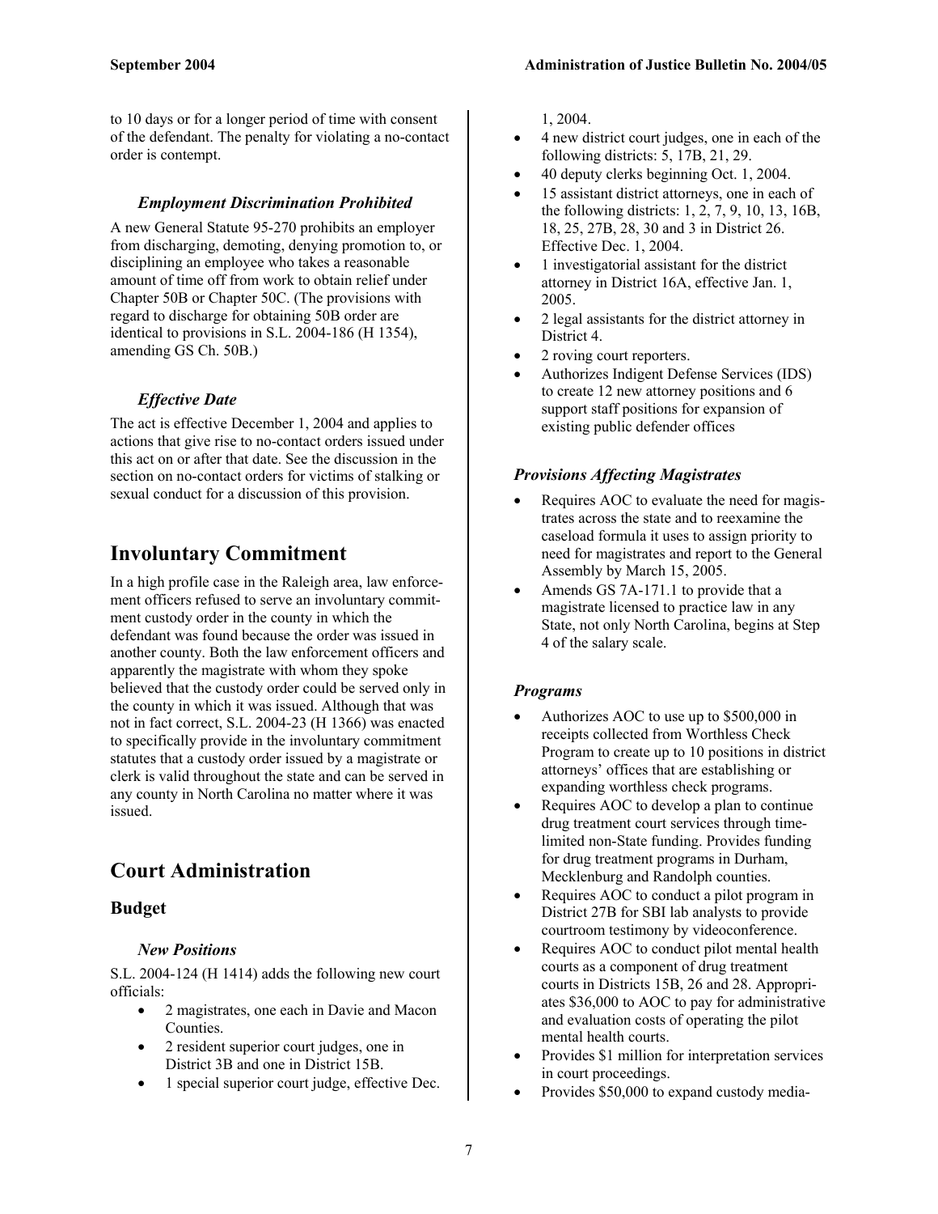to 10 days or for a longer period of time with consent of the defendant. The penalty for violating a no-contact order is contempt.

### *Employment Discrimination Prohibited*

A new General Statute 95-270 prohibits an employer from discharging, demoting, denying promotion to, or disciplining an employee who takes a reasonable amount of time off from work to obtain relief under Chapter 50B or Chapter 50C. (The provisions with regard to discharge for obtaining 50B order are identical to provisions in S.L. 2004-186 (H 1354), amending GS Ch. 50B.)

### *Effective Date*

The act is effective December 1, 2004 and applies to actions that give rise to no-contact orders issued under this act on or after that date. See the discussion in the section on no-contact orders for victims of stalking or sexual conduct for a discussion of this provision.

# Involuntary Commitment

In a high profile case in the Raleigh area, law enforcement officers refused to serve an involuntary commitment custody order in the county in which the defendant was found because the order was issued in another county. Both the law enforcement officers and apparently the magistrate with whom they spoke believed that the custody order could be served only in the county in which it was issued. Although that was not in fact correct, S.L. 2004-23 (H 1366) was enacted to specifically provide in the involuntary commitment statutes that a custody order issued by a magistrate or clerk is valid throughout the state and can be served in any county in North Carolina no matter where it was issued.

# Court Administration

## Budget

### *New Positions*

S.L. 2004-124 (H 1414) adds the following new court officials:

- 2 magistrates, one each in Davie and Macon Counties.
- 2 resident superior court judges, one in District 3B and one in District 15B.
- 1 special superior court judge, effective Dec. 1, 2004.
- 4 new district court judges, one in each of the following districts: 5, 17B, 21, 29.
- 40 deputy clerks beginning Oct. 1, 2004.
- 15 assistant district attorneys, one in each of the following districts: 1, 2, 7, 9, 10, 13, 16B, 18, 25, 27B, 28, 30 and 3 in District 26. Effective Dec. 1, 2004.
- 1 investigatorial assistant for the district attorney in District 16A, effective Jan. 1, 2005.
- 2 legal assistants for the district attorney in District 4.
- 2 roving court reporters.
- Authorizes Indigent Defense Services (IDS) to create 12 new attorney positions and 6 support staff positions for expansion of existing public defender offices

### *Provisions Affecting Magistrates*

- Requires AOC to evaluate the need for magistrates across the state and to reexamine the caseload formula it uses to assign priority to need for magistrates and report to the General Assembly by March 15, 2005.
- Amends GS 7A-171.1 to provide that a magistrate licensed to practice law in any State, not only North Carolina, begins at Step 4 of the salary scale.

### *Programs*

- Authorizes AOC to use up to $500,000 in receipts collected from Worthless Check Program to create up to 10 positions in district attorneys' offices that are establishing or expanding worthless check programs.
- Requires AOC to develop a plan to continue drug treatment court services through time-limited non-State funding. Provides funding for drug treatment programs in Durham, Mecklenburg and Randolph counties.
- Requires AOC to conduct a pilot program in District 27B for SBI lab analysts to provide courtroom testimony by videoconference.
- Requires AOC to conduct pilot mental health courts as a component of drug treatment courts in Districts 15B, 26 and 28. Appropriates $36,000 to AOC to pay for administrative and evaluation costs of operating the pilot mental health courts.
- Provides $1 million for interpretation services in court proceedings.
- Provides $50,000 to expand custody media-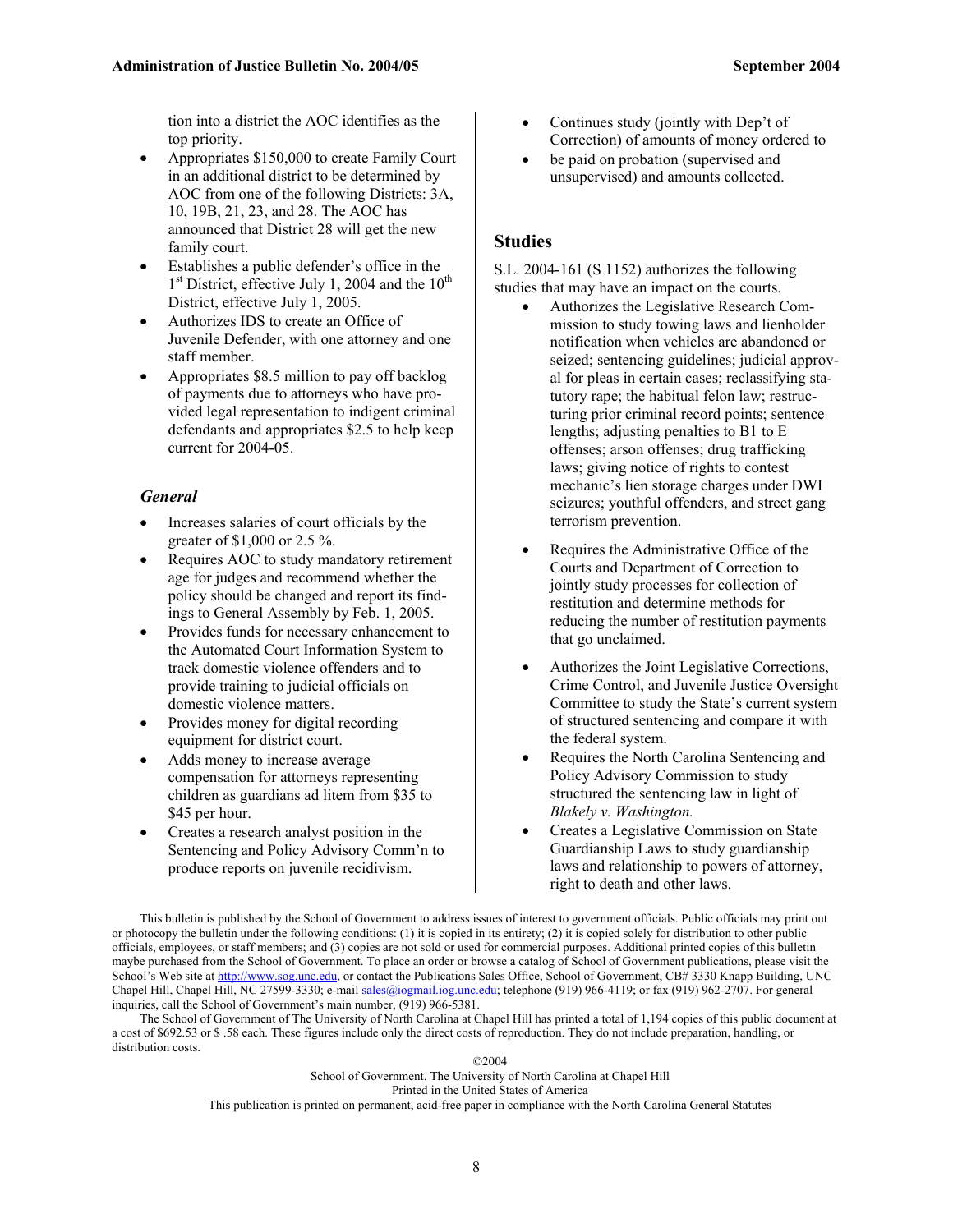tion into a district the AOC identifies as the top priority.

- Appropriates $150,000 to create Family Court in an additional district to be determined by AOC from one of the following Districts: 3A, 10, 19B, 21, 23, and 28. The AOC has announced that District 28 will get the new family court.
- Establishes a public defender's office in the 1st District, effective July 1, 2004 and the 10th District, effective July 1, 2005.
- Authorizes IDS to create an Office of Juvenile Defender, with one attorney and one staff member.
- Appropriates $8.5 million to pay off backlog of payments due to attorneys who have provided legal representation to indigent criminal defendants and appropriates $2.5 to help keep current for 2004-05.

### *General*

- Increases salaries of court officials by the greater of $1,000 or 2.5 %.
- Requires AOC to study mandatory retirement age for judges and recommend whether the policy should be changed and report its findings to General Assembly by Feb. 1, 2005.
- Provides funds for necessary enhancement to the Automated Court Information System to track domestic violence offenders and to provide training to judicial officials on domestic violence matters.
- Provides money for digital recording equipment for district court.
- Adds money to increase average compensation for attorneys representing children as guardians ad litem from $35 to $45 per hour.
- Creates a research analyst position in the Sentencing and Policy Advisory Comm'n to produce reports on juvenile recidivism.
- Continues study (jointly with Dep't of Correction) of amounts of money ordered to
- be paid on probation (supervised and unsupervised) and amounts collected.

## Studies

S.L. 2004-161 (S 1152) authorizes the following studies that may have an impact on the courts.

- Authorizes the Legislative Research Commission to study towing laws and lienholder notification when vehicles are abandoned or seized; sentencing guidelines; judicial approval for pleas in certain cases; reclassifying statutory rape; the habitual felon law; restructuring prior criminal record points; sentence lengths; adjusting penalties to B1 to E offenses; arson offenses; drug trafficking laws; giving notice of rights to contest mechanic's lien storage charges under DWI seizures; youthful offenders, and street gang terrorism prevention.
- Requires the Administrative Office of the Courts and Department of Correction to jointly study processes for collection of restitution and determine methods for reducing the number of restitution payments that go unclaimed.
- Authorizes the Joint Legislative Corrections, Crime Control, and Juvenile Justice Oversight Committee to study the State's current system of structured sentencing and compare it with the federal system.
- Requires the North Carolina Sentencing and Policy Advisory Commission to study structured the sentencing law in light of *Blakely v. Washington.*
- Creates a Legislative Commission on State Guardianship Laws to study guardianship laws and relationship to powers of attorney, right to death and other laws.

This bulletin is published by the School of Government to address issues of interest to government officials. Public officials may print out or photocopy the bulletin under the following conditions: (1) it is copied in its entirety; (2) it is copied solely for distribution to other public officials, employees, or staff members; and (3) copies are not sold or used for commercial purposes. Additional printed copies of this bulletin maybe purchased from the School of Government. To place an order or browse a catalog of School of Government publications, please visit the School's Web site at http://www.sog.unc.edu, or contact the Publications Sales Office, School of Government, CB# 3330 Knapp Building, UNC Chapel Hill, Chapel Hill, NC 27599-3330; e-mail sales@iogmail.iog.unc.edu; telephone (919) 966-4119; or fax (919) 962-2707. For general inquiries, call the School of Government's main number, (919) 966-5381.

The School of Government of The University of North Carolina at Chapel Hill has printed a total of 1,194 copies of this public document at a cost of $692.53 or $ .58 each. These figures include only the direct costs of reproduction. They do not include preparation, handling, or distribution costs.

©2004

School of Government. The University of North Carolina at Chapel Hill

Printed in the United States of America

This publication is printed on permanent, acid-free paper in compliance with the North Carolina General Statutes